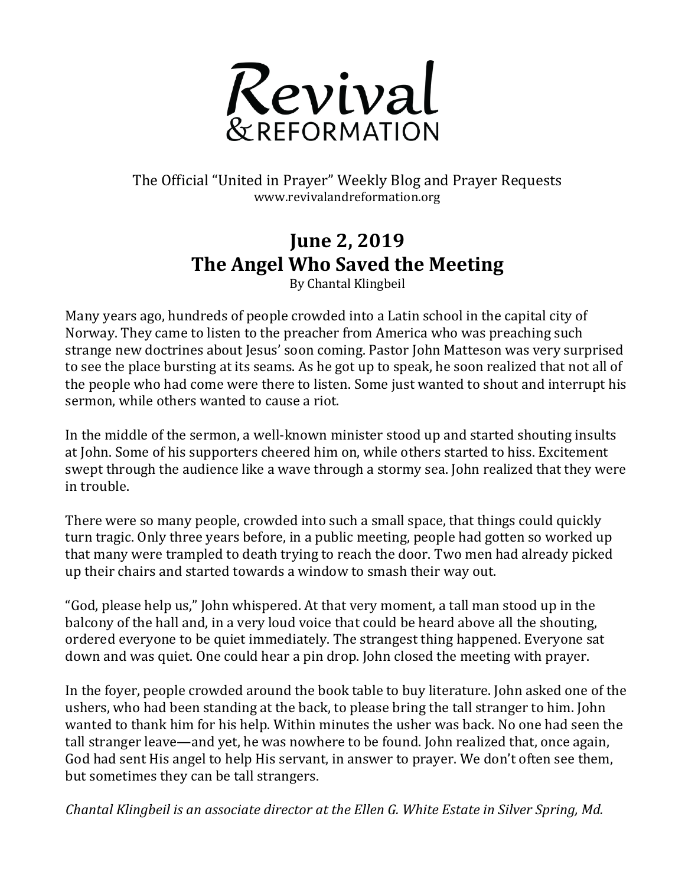# Revival & REFORMATION

The Official "United in Prayer" Weekly Blog and Prayer Requests
www.revivalandreformation.org

## June 2, 2019
## The Angel Who Saved the Meeting

By Chantal Klingbeil

Many years ago, hundreds of people crowded into a Latin school in the capital city of Norway. They came to listen to the preacher from America who was preaching such strange new doctrines about Jesus' soon coming. Pastor John Matteson was very surprised to see the place bursting at its seams. As he got up to speak, he soon realized that not all of the people who had come were there to listen. Some just wanted to shout and interrupt his sermon, while others wanted to cause a riot.

In the middle of the sermon, a well-known minister stood up and started shouting insults at John. Some of his supporters cheered him on, while others started to hiss. Excitement swept through the audience like a wave through a stormy sea. John realized that they were in trouble.

There were so many people, crowded into such a small space, that things could quickly turn tragic. Only three years before, in a public meeting, people had gotten so worked up that many were trampled to death trying to reach the door. Two men had already picked up their chairs and started towards a window to smash their way out.

"God, please help us," John whispered. At that very moment, a tall man stood up in the balcony of the hall and, in a very loud voice that could be heard above all the shouting, ordered everyone to be quiet immediately. The strangest thing happened. Everyone sat down and was quiet. One could hear a pin drop. John closed the meeting with prayer.

In the foyer, people crowded around the book table to buy literature. John asked one of the ushers, who had been standing at the back, to please bring the tall stranger to him. John wanted to thank him for his help. Within minutes the usher was back. No one had seen the tall stranger leave—and yet, he was nowhere to be found. John realized that, once again, God had sent His angel to help His servant, in answer to prayer. We don't often see them, but sometimes they can be tall strangers.

*Chantal Klingbeil is an associate director at the Ellen G. White Estate in Silver Spring, Md.*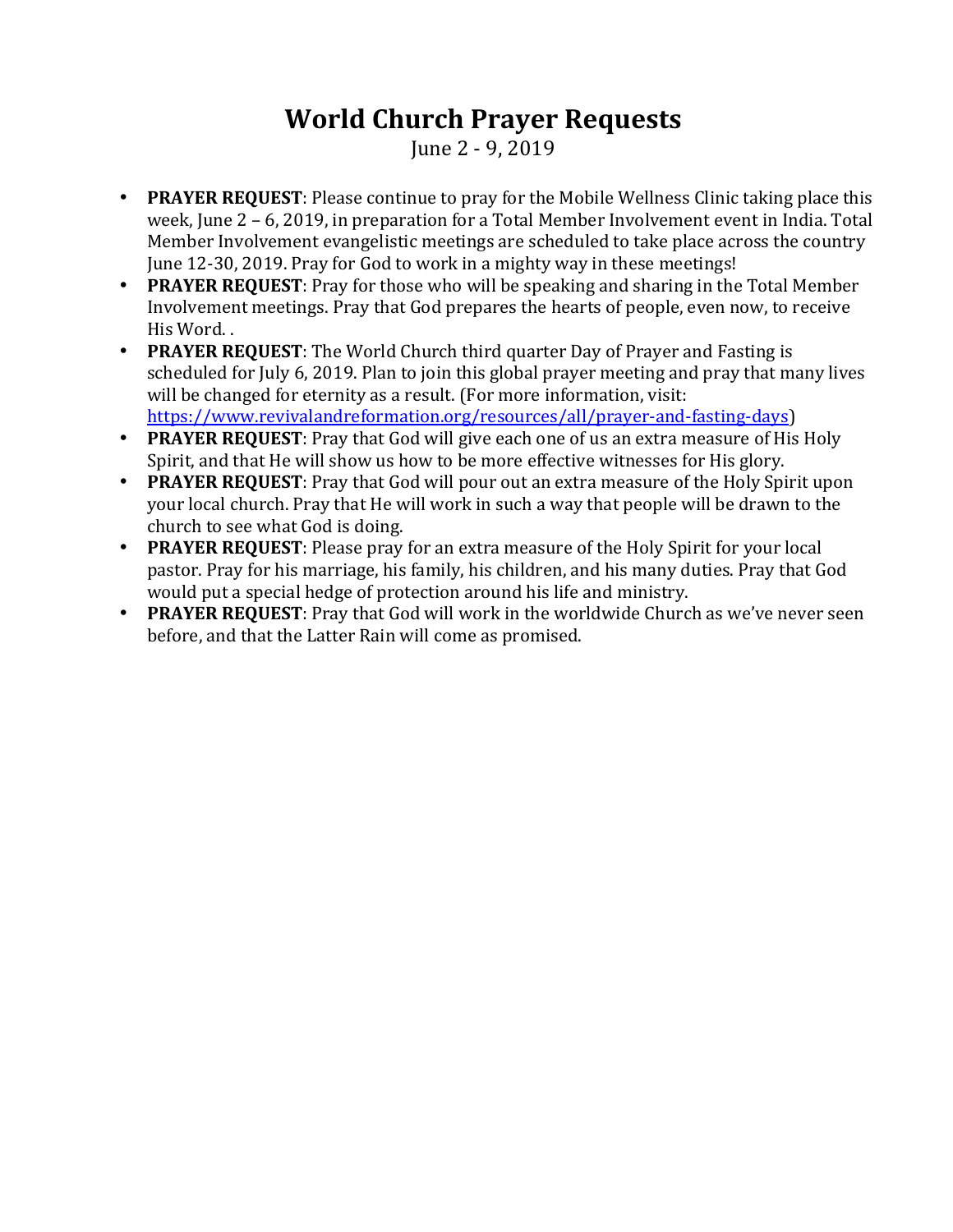# World Church Prayer Requests

June 2 - 9, 2019

- **PRAYER REQUEST**: Please continue to pray for the Mobile Wellness Clinic taking place this week, June 2 – 6, 2019, in preparation for a Total Member Involvement event in India. Total Member Involvement evangelistic meetings are scheduled to take place across the country June 12-30, 2019. Pray for God to work in a mighty way in these meetings!
- **PRAYER REQUEST**: Pray for those who will be speaking and sharing in the Total Member Involvement meetings. Pray that God prepares the hearts of people, even now, to receive His Word. .
- **PRAYER REQUEST**: The World Church third quarter Day of Prayer and Fasting is scheduled for July 6, 2019. Plan to join this global prayer meeting and pray that many lives will be changed for eternity as a result. (For more information, visit: https://www.revivalandreformation.org/resources/all/prayer-and-fasting-days)
- **PRAYER REQUEST**: Pray that God will give each one of us an extra measure of His Holy Spirit, and that He will show us how to be more effective witnesses for His glory.
- **PRAYER REQUEST**: Pray that God will pour out an extra measure of the Holy Spirit upon your local church. Pray that He will work in such a way that people will be drawn to the church to see what God is doing.
- **PRAYER REQUEST**: Please pray for an extra measure of the Holy Spirit for your local pastor. Pray for his marriage, his family, his children, and his many duties. Pray that God would put a special hedge of protection around his life and ministry.
- **PRAYER REQUEST**: Pray that God will work in the worldwide Church as we've never seen before, and that the Latter Rain will come as promised.